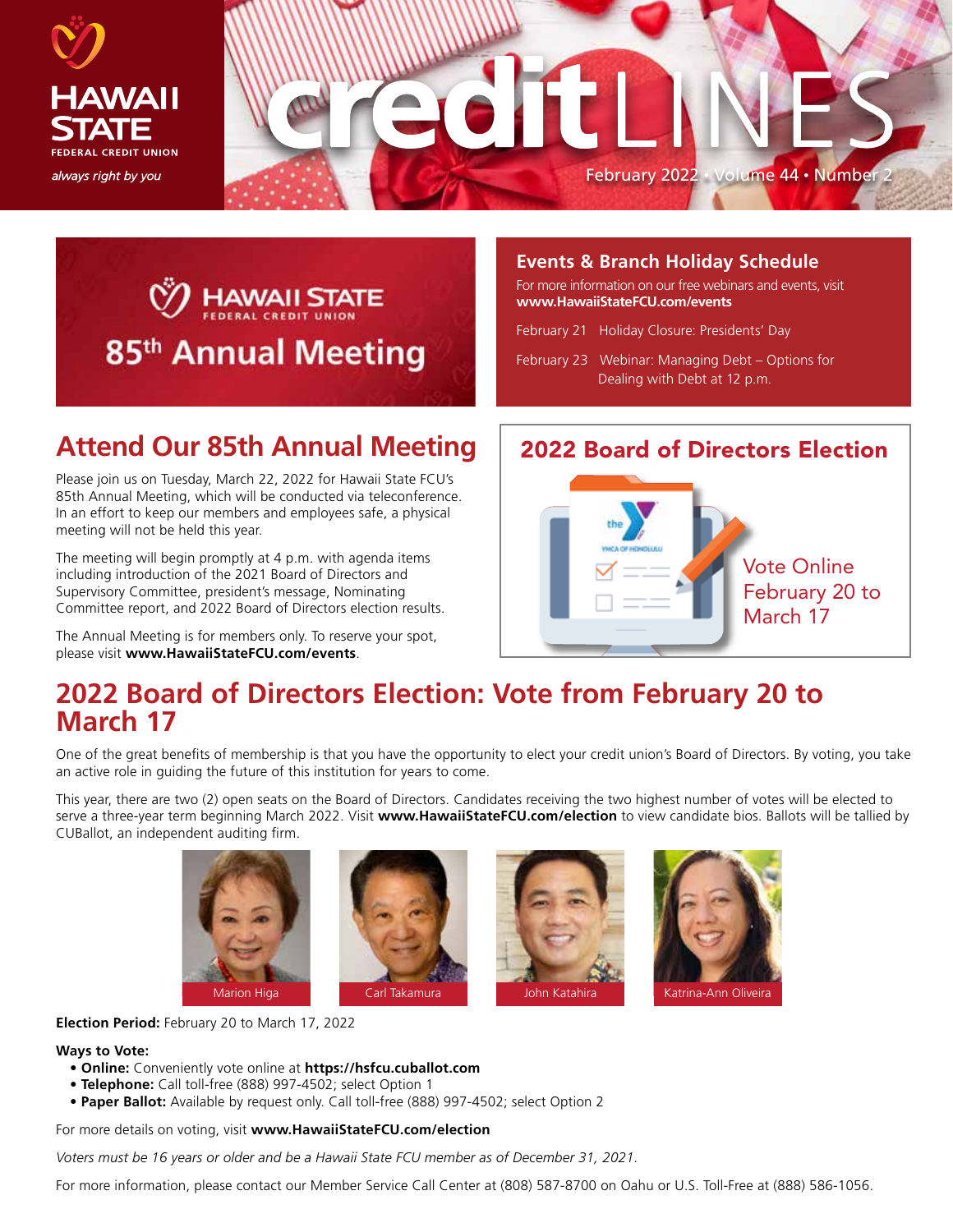# creditLINES

February 2022 • Volume 44 • Number 2

HAWAII STATE FEDERAL CREDIT UNION

*always right by you*

HAWAII STATE FEDERAL CREDIT UNION

85th Annual Meeting

## Events & Branch Holiday Schedule

For more information on our free webinars and events, visit **www.HawaiiStateFCU.com/events**

February 21 Holiday Closure: Presidents' Day

February 23 Webinar: Managing Debt – Options for Dealing with Debt at 12 p.m.

## Attend Our 85th Annual Meeting

Please join us on Tuesday, March 22, 2022 for Hawaii State FCU's 85th Annual Meeting, which will be conducted via teleconference. In an effort to keep our members and employees safe, a physical meeting will not be held this year.

The meeting will begin promptly at 4 p.m. with agenda items including introduction of the 2021 Board of Directors and Supervisory Committee, president's message, Nominating Committee report, and 2022 Board of Directors election results.

The Annual Meeting is for members only. To reserve your spot, please visit **www.HawaiiStateFCU.com/events**.

## 2022 Board of Directors Election

Vote Online February 20 to March 17

## 2022 Board of Directors Election: Vote from February 20 to March 17

One of the great benefits of membership is that you have the opportunity to elect your credit union's Board of Directors. By voting, you take an active role in guiding the future of this institution for years to come.

This year, there are two (2) open seats on the Board of Directors. Candidates receiving the two highest number of votes will be elected to serve a three-year term beginning March 2022. Visit **www.HawaiiStateFCU.com/election** to view candidate bios. Ballots will be tallied by CUBallot, an independent auditing firm.

Marion Higa

Carl Takamura

John Katahira

Katrina-Ann Oliveira

**Election Period:** February 20 to March 17, 2022

**Ways to Vote:**

- **Online:** Conveniently vote online at **https://hsfcu.cuballot.com**
- **Telephone:** Call toll-free (888) 997-4502; select Option 1
- **Paper Ballot:** Available by request only. Call toll-free (888) 997-4502; select Option 2

For more details on voting, visit **www.HawaiiStateFCU.com/election**

*Voters must be 16 years or older and be a Hawaii State FCU member as of December 31, 2021.*

For more information, please contact our Member Service Call Center at (808) 587-8700 on Oahu or U.S. Toll-Free at (888) 586-1056.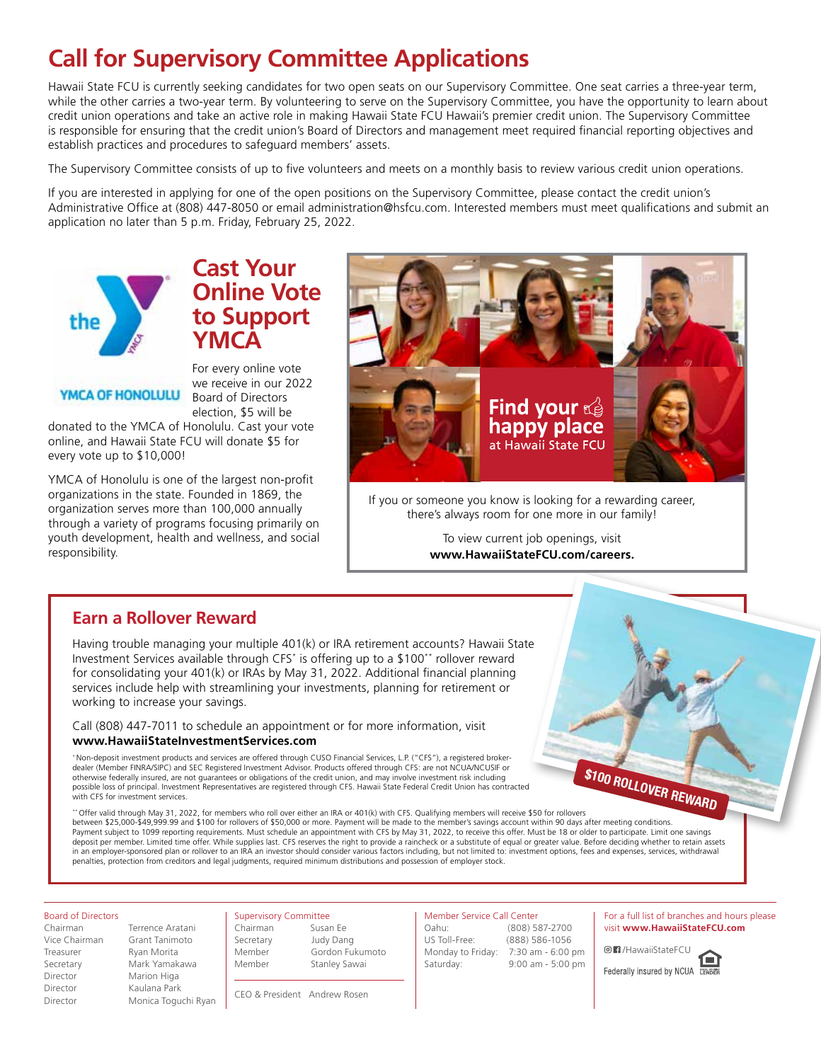# Call for Supervisory Committee Applications

Hawaii State FCU is currently seeking candidates for two open seats on our Supervisory Committee. One seat carries a three-year term, while the other carries a two-year term. By volunteering to serve on the Supervisory Committee, you have the opportunity to learn about credit union operations and take an active role in making Hawaii State FCU Hawaii's premier credit union. The Supervisory Committee is responsible for ensuring that the credit union's Board of Directors and management meet required financial reporting objectives and establish practices and procedures to safeguard members' assets.

The Supervisory Committee consists of up to five volunteers and meets on a monthly basis to review various credit union operations.

If you are interested in applying for one of the open positions on the Supervisory Committee, please contact the credit union's Administrative Office at (808) 447-8050 or email administration@hsfcu.com. Interested members must meet qualifications and submit an application no later than 5 p.m. Friday, February 25, 2022.

## Cast Your Online Vote to Support YMCA

YMCA OF HONOLULU

For every online vote we receive in our 2022 Board of Directors election, $5 will be donated to the YMCA of Honolulu. Cast your vote online, and Hawaii State FCU will donate $5 for every vote up to $10,000!

YMCA of Honolulu is one of the largest non-profit organizations in the state. Founded in 1869, the organization serves more than 100,000 annually through a variety of programs focusing primarily on youth development, health and wellness, and social responsibility.

**Find your happy place** at Hawaii State FCU

If you or someone you know is looking for a rewarding career, there's always room for one more in our family!

To view current job openings, visit **www.HawaiiStateFCU.com/careers.**

## Earn a Rollover Reward

Having trouble managing your multiple 401(k) or IRA retirement accounts? Hawaii State Investment Services available through CFS* is offering up to a $100** rollover reward for consolidating your 401(k) or IRAs by May 31, 2022. Additional financial planning services include help with streamlining your investments, planning for retirement or working to increase your savings.

Call (808) 447-7011 to schedule an appointment or for more information, visit **www.HawaiiStateInvestmentServices.com**

$100 ROLLOVER REWARD

*Non-deposit investment products and services are offered through CUSO Financial Services, L.P. ("CFS"), a registered broker-dealer (Member FINRA/SIPC) and SEC Registered Investment Advisor. Products offered through CFS: are not NCUA/NCUSIF or otherwise federally insured, are not guarantees or obligations of the credit union, and may involve investment risk including possible loss of principal. Investment Representatives are registered through CFS. Hawaii State Federal Credit Union has contracted with CFS for investment services.

**Offer valid through May 31, 2022, for members who roll over either an IRA or 401(k) with CFS. Qualifying members will receive $50 for rollovers between $25,000-$49,999.99 and $100 for rollovers of $50,000 or more. Payment will be made to the member's savings account within 90 days after meeting conditions. Payment subject to 1099 reporting requirements. Must schedule an appointment with CFS by May 31, 2022, to receive this offer. Must be 18 or older to participate. Limit one savings deposit per member. Limited time offer. While supplies last. CFS reserves the right to provide a raincheck or a substitute of equal or greater value. Before deciding whether to retain assets in an employer-sponsored plan or rollover to an IRA an investor should consider various factors including, but not limited to: investment options, fees and expenses, services, withdrawal penalties, protection from creditors and legal judgments, required minimum distributions and possession of employer stock.

Board of Directors

| | |
|---|---|
| Chairman | Terrence Aratani |
| Vice Chairman | Grant Tanimoto |
| Treasurer | Ryan Morita |
| Secretary | Mark Yamakawa |
| Director | Marion Higa |
| Director | Kaulana Park |
| Director | Monica Toguchi Ryan |

Supervisory Committee

| | |
|---|---|
| Chairman | Susan Ee |
| Secretary | Judy Dang |
| Member | Gordon Fukumoto |
| Member | Stanley Sawai |

CEO & President Andrew Rosen

Member Service Call Center

| | |
|---|---|
| Oahu: | (808) 587-2700 |
| US Toll-Free: | (888) 586-1056 |
| Monday to Friday: | 7:30 am - 6:00 pm |
| Saturday: | 9:00 am - 5:00 pm |

For a full list of branches and hours please visit **www.HawaiiStateFCU.com**

/HawaiiStateFCU

Federally insured by NCUA